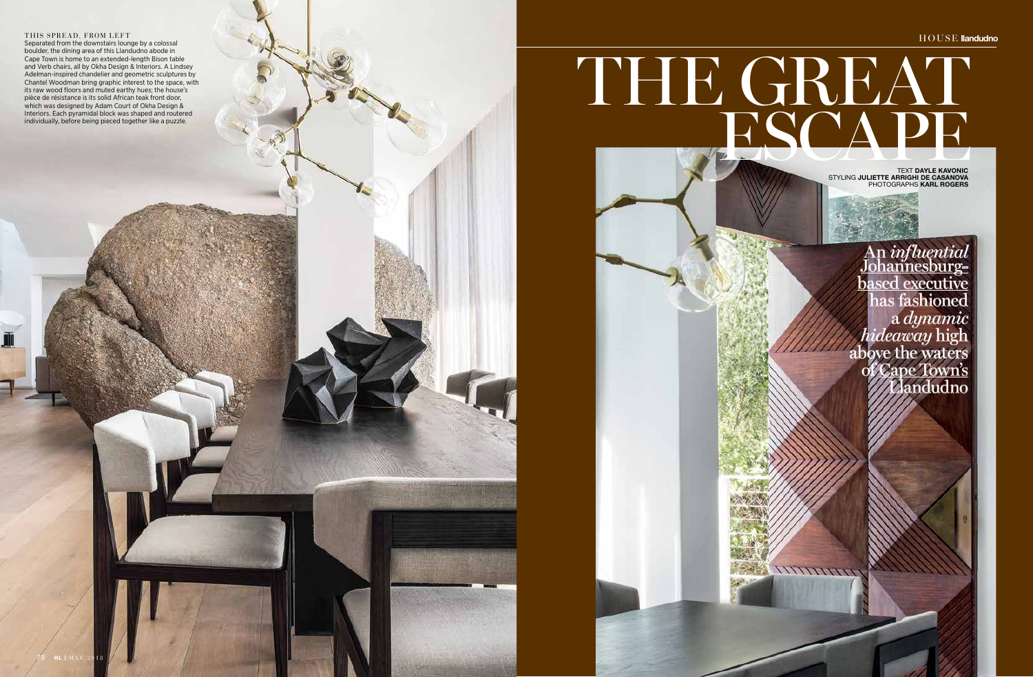# THE GREAT ESCAPE

TEXT **DAYLE KAVONIC**
STYLING **JULIETTE ARRIGHI DE CASANOVA**
PHOTOGRAPHS **KARL ROGERS**

An *influential* Johannesburg-based executive has fashioned a *dynamic hideaway* high above the waters of Cape Town's Llandudno

THIS SPREAD, FROM LEFT
Separated from the downstairs lounge by a colossal boulder, the dining area of this Llandudno abode in Cape Town is home to an extended-length Bison table and Verb chairs, all by Okha Design & Interiors. A Lindsey Adelman-inspired chandelier and geometric sculptures by Chantel Woodman bring graphic interest to the space, with its raw wood floors and muted earthy hues; the house's pièce de résistance is its solid African teak front door, which was designed by Adam Court of Okha Design & Interiors. Each pyramidal block was shaped and routered individually, before being pieced together like a puzzle.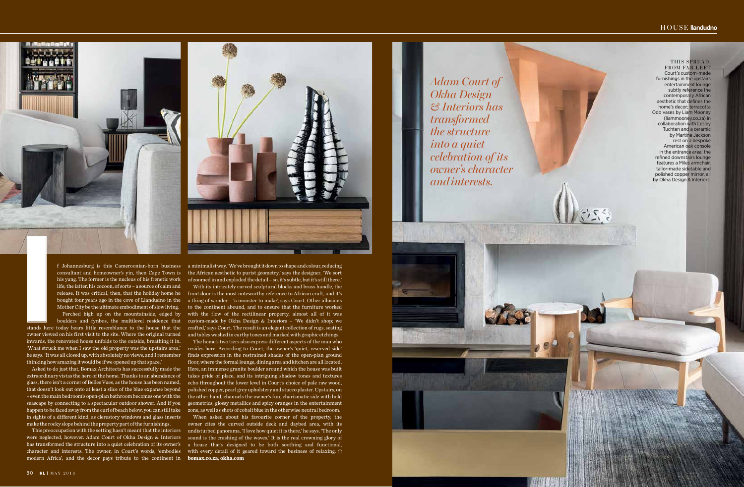If Johannesburg is this Cameroonian-born business consultant and homeowner's yin, then Cape Town is his yang. The former is the nucleus of his frenetic work life; the latter, his cocoon, of sorts – a source of calm and release. It was critical, then, that the holiday home he bought four years ago in the cove of Llandudno in the Mother City be the ultimate embodiment of slow living.

Perched high up on the mountainside, edged by boulders and fynbos, the multilevel residence that stands here today bears little resemblance to the house that the owner viewed on his first visit to the site. Where the original turned inwards, the renovated house unfolds to the outside, breathing it in. 'What struck me when I saw the old property was the upstairs area,' he says. 'It was all closed up, with absolutely no views, and I remember thinking how amazing it would be if we opened up that space.'

Asked to do just that, Bomax Architects has successfully made the extraordinary vistas the hero of the home. Thanks to an abundance of glass, there isn't a corner of Belles Vues, as the house has been named, that doesn't look out onto at least a slice of the blue expanse beyond – even the main bedroom's open-plan bathroom becomes one with the seascape by connecting to a spectacular outdoor shower. And if you happen to be faced away from the curl of beach below, you can still take in sights of a different kind, as clerestory windows and glass inserts make the rocky slope behind the property part of the furnishings.

This preoccupation with the setting hasn't meant that the interiors were neglected, however. Adam Court of Okha Design & Interiors has transformed the structure into a quiet celebration of its owner's character and interests. The owner, in Court's words, 'embodies modern Africa', and the decor pays tribute to the continent in a minimalist way. 'We've brought it down to shape and colour, reducing the African aesthetic to purist geometry,' says the designer. 'We sort of zoomed in and exploded the detail – so, it's subtle, but it's still there.'

With its intricately carved sculptural blocks and brass handle, the front door is the most noteworthy reference to African craft, and it's a thing of wonder – 'a monster to make', says Court. Other allusions to the continent abound, and to ensure that the furniture worked with the flow of the rectilinear property, almost all of it was custom-made by Okha Design & Interiors – 'We didn't shop; we crafted,' says Court. The result is an elegant collection of rugs, seating and tables washed in earthy tones and marked with graphic etchings.

The home's two tiers also express different aspects of the man who resides here. According to Court, the owner's 'quiet, reserved side' finds expression in the restrained shades of the open-plan ground floor, where the formal lounge, dining area and kitchen are all located. Here, an immense granite boulder around which the house was built takes pride of place, and its intriguing shadow tones and textures echo throughout the lower level in Court's choice of pale raw wood, polished copper, pearl grey upholstery and stucco plaster. Upstairs, on the other hand, channels the owner's fun, charismatic side with bold geometrics, glossy metallics and spicy oranges in the entertainment zone, as well as shots of cobalt blue in the otherwise neutral bedroom.

When asked about his favourite corner of the property, the owner cites the curved outside deck and daybed area, with its undisturbed panorama. 'I love how quiet it is there,' he says. 'The only sound is the crashing of the waves.' It is the real crowning glory of a house that's designed to be both soothing and functional, with every detail of it geared toward the business of relaxing.

**bomax.co.za**; **okha.com**

*Adam Court of Okha Design & Interiors has transformed the structure into a quiet celebration of its owner's character and interests.*

THIS SPREAD, FROM FAR LEFT Court's custom-made furnishings in the upstairs entertainment lounge subtly reference the contemporary African aesthetic that defines the home's decor; terracotta Odd vases by Liam Mooney (liammooney.co.za) in collaboration with Lesley Tuchten and a ceramic by Martine Jackson rest on a bespoke American oak console in the entrance area; the refined downstairs lounge features a Miles armchair, tailor-made sidetable and polished copper mirror, all by Okha Design & Interiors.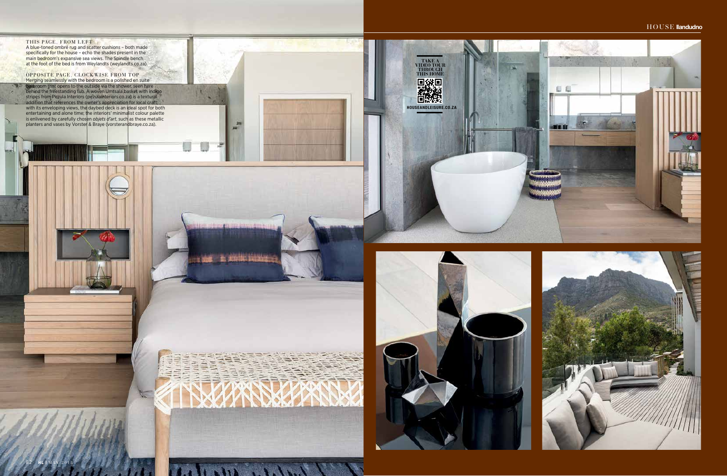THIS PAGE, FROM LEFT

A blue-toned ombré rug and scatter cushions – both made specifically for the house – echo the shades present in the main bedroom's expansive sea views. The Spindle bench at the foot of the bed is from Weylandts (weylandts.co.za).

OPPOSITE PAGE, CLOCKWISE FROM TOP

Merging seamlessly with the bedroom is a polished en suite bathroom that opens to the outside via the shower, seen here behind the freestanding tub. A woven Umtsala basket with indigo stripes from Pezula Interiors (pezulainteriors.co.za) is a textural addition that references the owner's appreciation for local craft; with its enveloping views, the daybed deck is an ideal spot for both entertaining and alone time; the interiors' minimalist colour palette is enlivened by carefully chosen *objets d'art*, such as these metallic planters and vases by Vorster & Braye (vorsterandbraye.co.za).

TAKE A VIDEO TOUR THROUGH THIS HOME

HOUSEANDLEISURE.CO.ZA